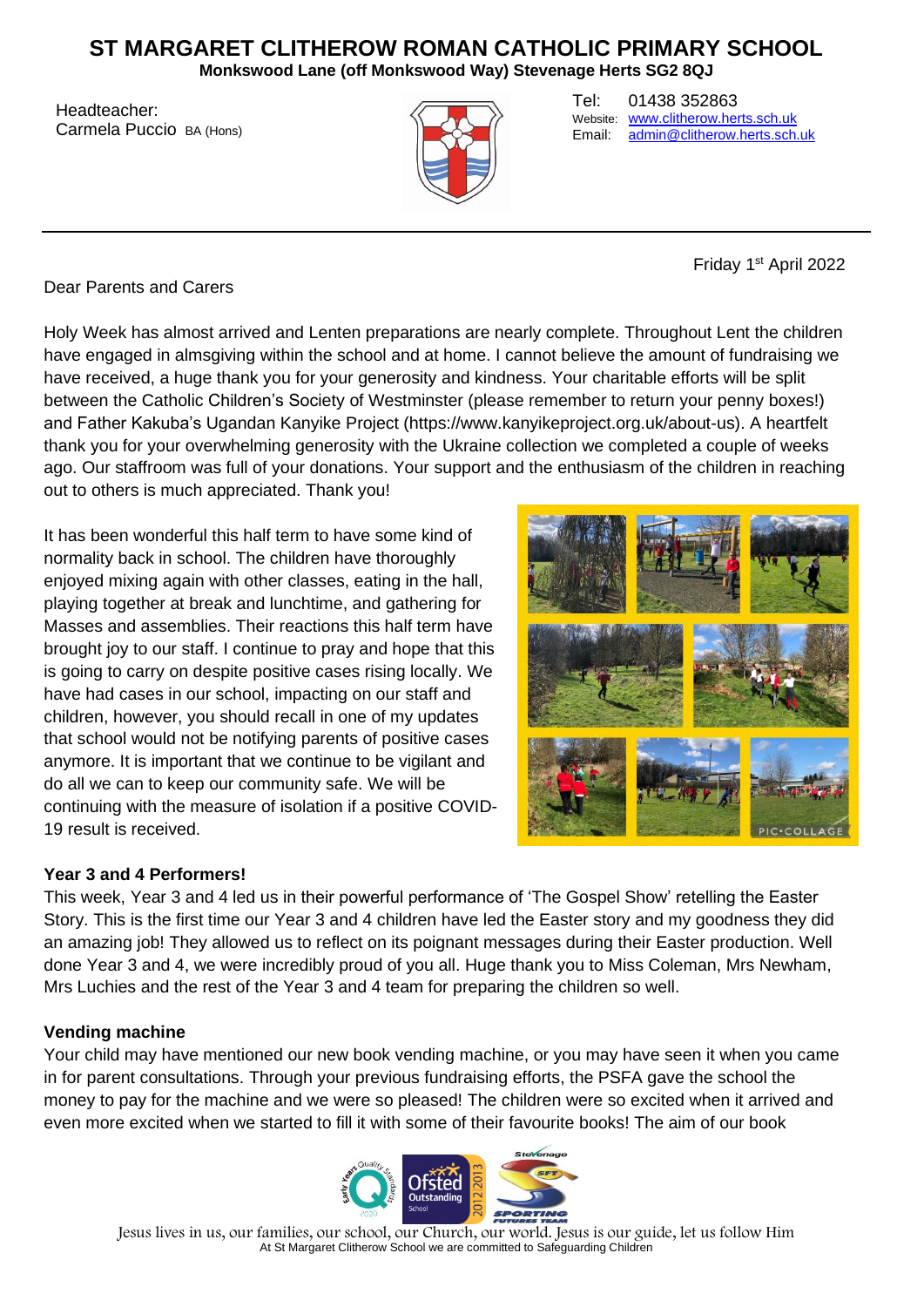# ST MARGARET CLITHEROW ROMAN CATHOLIC PRIMARY SCHOOL

**Monkswood Lane (off Monkswood Way) Stevenage Herts SG2 8QJ**

Headteacher:
Carmela Puccio BA (Hons)

Tel: 01438 352863
Website: www.clitherow.herts.sch.uk
Email: admin@clitherow.herts.sch.uk

Friday 1st April 2022

Dear Parents and Carers

Holy Week has almost arrived and Lenten preparations are nearly complete. Throughout Lent the children have engaged in almsgiving within the school and at home. I cannot believe the amount of fundraising we have received, a huge thank you for your generosity and kindness. Your charitable efforts will be split between the Catholic Children's Society of Westminster (please remember to return your penny boxes!) and Father Kakuba's Ugandan Kanyike Project (https://www.kanyikeproject.org.uk/about-us). A heartfelt thank you for your overwhelming generosity with the Ukraine collection we completed a couple of weeks ago. Our staffroom was full of your donations. Your support and the enthusiasm of the children in reaching out to others is much appreciated. Thank you!

It has been wonderful this half term to have some kind of normality back in school. The children have thoroughly enjoyed mixing again with other classes, eating in the hall, playing together at break and lunchtime, and gathering for Masses and assemblies. Their reactions this half term have brought joy to our staff. I continue to pray and hope that this is going to carry on despite positive cases rising locally. We have had cases in our school, impacting on our staff and children, however, you should recall in one of my updates that school would not be notifying parents of positive cases anymore. It is important that we continue to be vigilant and do all we can to keep our community safe. We will be continuing with the measure of isolation if a positive COVID-19 result is received.

**Year 3 and 4 Performers!**

This week, Year 3 and 4 led us in their powerful performance of 'The Gospel Show' retelling the Easter Story. This is the first time our Year 3 and 4 children have led the Easter story and my goodness they did an amazing job! They allowed us to reflect on its poignant messages during their Easter production. Well done Year 3 and 4, we were incredibly proud of you all. Huge thank you to Miss Coleman, Mrs Newham, Mrs Luchies and the rest of the Year 3 and 4 team for preparing the children so well.

**Vending machine**

Your child may have mentioned our new book vending machine, or you may have seen it when you came in for parent consultations. Through your previous fundraising efforts, the PSFA gave the school the money to pay for the machine and we were so pleased! The children were so excited when it arrived and even more excited when we started to fill it with some of their favourite books! The aim of our book

Jesus lives in us, our families, our school, our Church, our world. Jesus is our guide, let us follow Him
At St Margaret Clitherow School we are committed to Safeguarding Children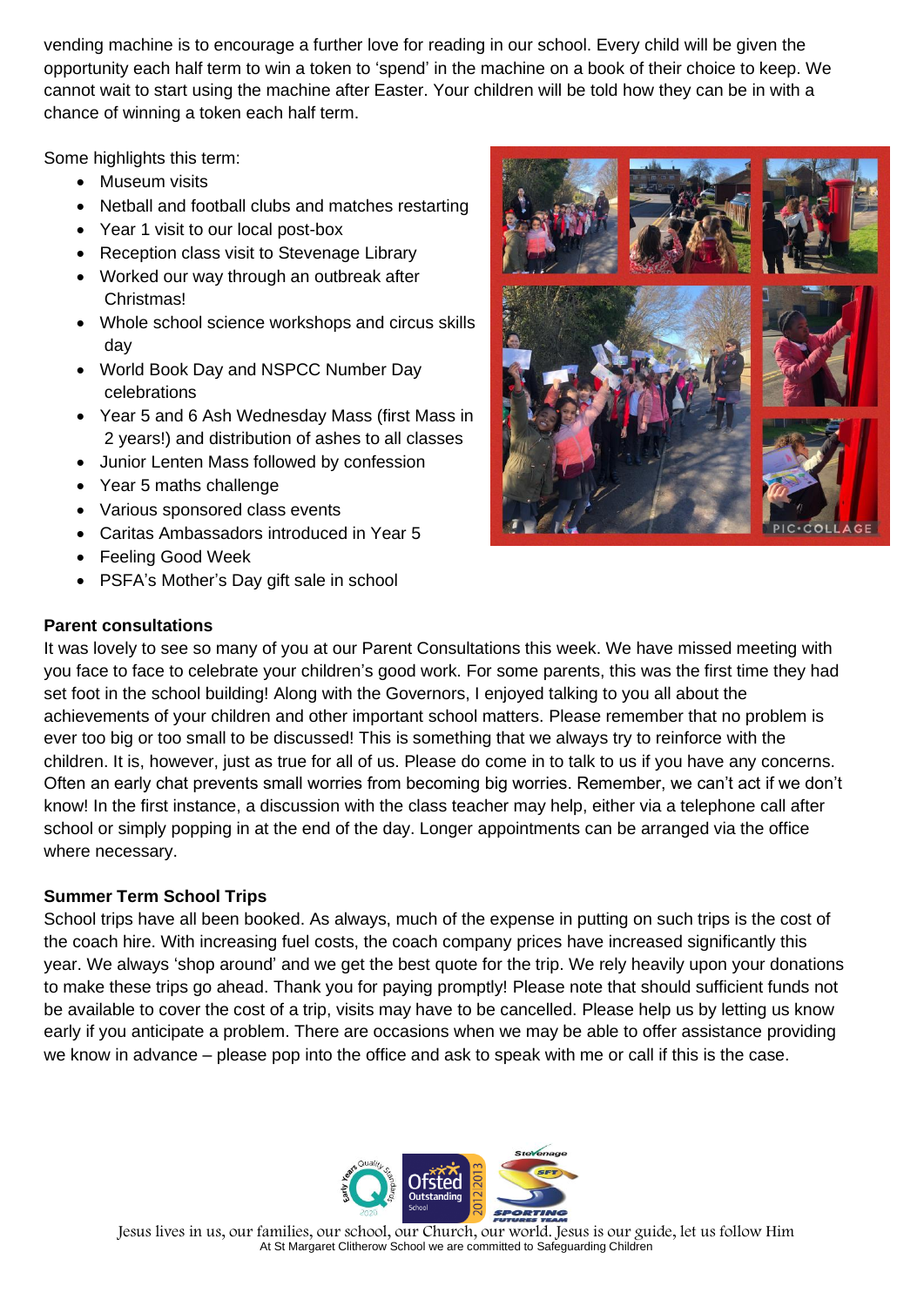vending machine is to encourage a further love for reading in our school. Every child will be given the opportunity each half term to win a token to 'spend' in the machine on a book of their choice to keep. We cannot wait to start using the machine after Easter. Your children will be told how they can be in with a chance of winning a token each half term.

Some highlights this term:

- Museum visits
- Netball and football clubs and matches restarting
- Year 1 visit to our local post-box
- Reception class visit to Stevenage Library
- Worked our way through an outbreak after Christmas!
- Whole school science workshops and circus skills day
- World Book Day and NSPCC Number Day celebrations
- Year 5 and 6 Ash Wednesday Mass (first Mass in 2 years!) and distribution of ashes to all classes
- Junior Lenten Mass followed by confession
- Year 5 maths challenge
- Various sponsored class events
- Caritas Ambassadors introduced in Year 5
- Feeling Good Week
- PSFA's Mother's Day gift sale in school

**Parent consultations**

It was lovely to see so many of you at our Parent Consultations this week. We have missed meeting with you face to face to celebrate your children's good work. For some parents, this was the first time they had set foot in the school building! Along with the Governors, I enjoyed talking to you all about the achievements of your children and other important school matters. Please remember that no problem is ever too big or too small to be discussed! This is something that we always try to reinforce with the children. It is, however, just as true for all of us. Please do come in to talk to us if you have any concerns. Often an early chat prevents small worries from becoming big worries. Remember, we can't act if we don't know! In the first instance, a discussion with the class teacher may help, either via a telephone call after school or simply popping in at the end of the day. Longer appointments can be arranged via the office where necessary.

**Summer Term School Trips**

School trips have all been booked. As always, much of the expense in putting on such trips is the cost of the coach hire. With increasing fuel costs, the coach company prices have increased significantly this year. We always 'shop around' and we get the best quote for the trip. We rely heavily upon your donations to make these trips go ahead. Thank you for paying promptly! Please note that should sufficient funds not be available to cover the cost of a trip, visits may have to be cancelled. Please help us by letting us know early if you anticipate a problem. There are occasions when we may be able to offer assistance providing we know in advance – please pop into the office and ask to speak with me or call if this is the case.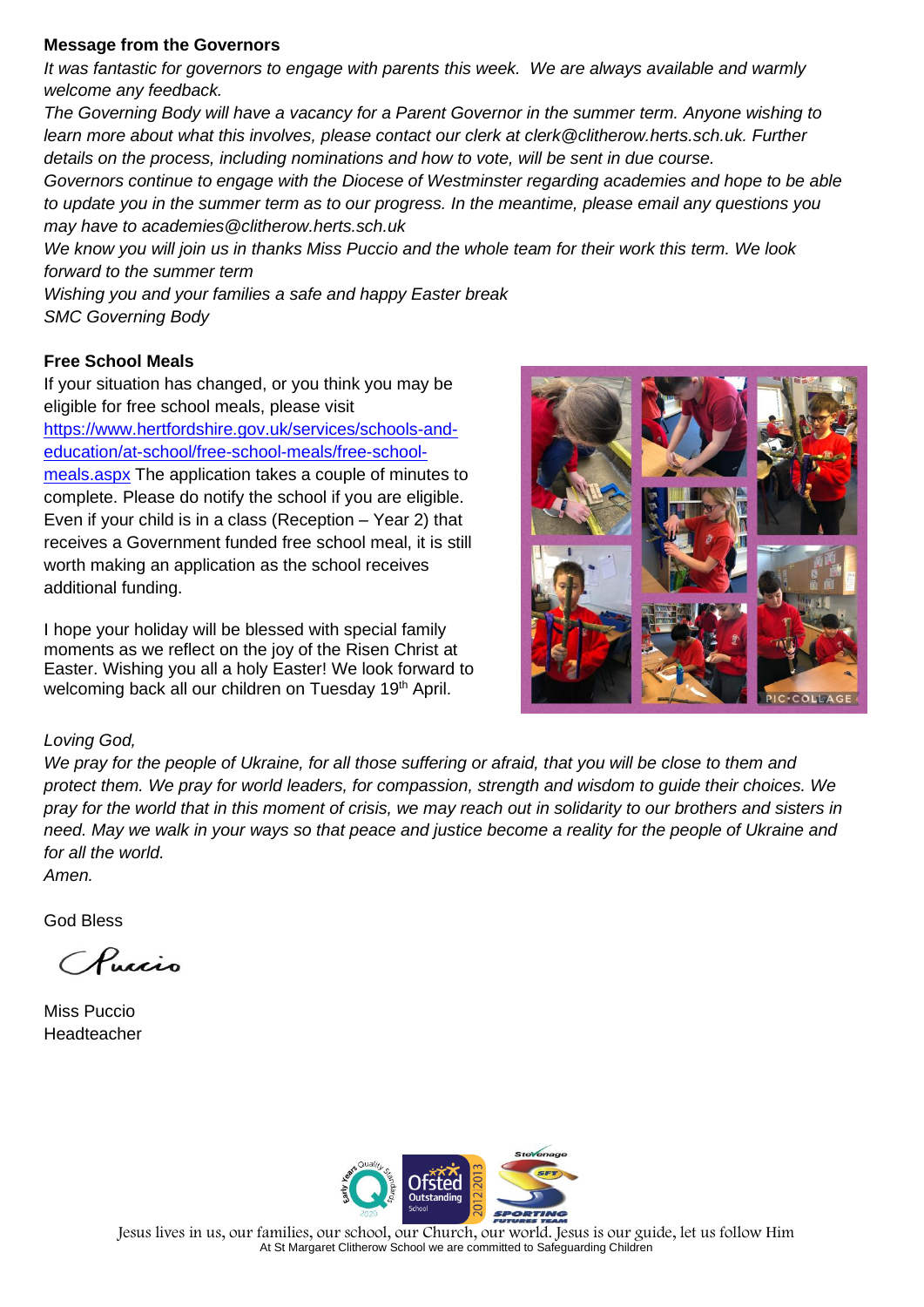**Message from the Governors**

*It was fantastic for governors to engage with parents this week. We are always available and warmly welcome any feedback.*

*The Governing Body will have a vacancy for a Parent Governor in the summer term. Anyone wishing to learn more about what this involves, please contact our clerk at clerk@clitherow.herts.sch.uk. Further details on the process, including nominations and how to vote, will be sent in due course.*

*Governors continue to engage with the Diocese of Westminster regarding academies and hope to be able to update you in the summer term as to our progress. In the meantime, please email any questions you may have to academies@clitherow.herts.sch.uk*

*We know you will join us in thanks Miss Puccio and the whole team for their work this term. We look forward to the summer term*

*Wishing you and your families a safe and happy Easter break*

*SMC Governing Body*

**Free School Meals**

If your situation has changed, or you think you may be eligible for free school meals, please visit https://www.hertfordshire.gov.uk/services/schools-and-education/at-school/free-school-meals/free-school-meals.aspx The application takes a couple of minutes to complete. Please do notify the school if you are eligible. Even if your child is in a class (Reception – Year 2) that receives a Government funded free school meal, it is still worth making an application as the school receives additional funding.

I hope your holiday will be blessed with special family moments as we reflect on the joy of the Risen Christ at Easter. Wishing you all a holy Easter! We look forward to welcoming back all our children on Tuesday 19th April.

*Loving God,*

*We pray for the people of Ukraine, for all those suffering or afraid, that you will be close to them and protect them. We pray for world leaders, for compassion, strength and wisdom to guide their choices. We pray for the world that in this moment of crisis, we may reach out in solidarity to our brothers and sisters in need. May we walk in your ways so that peace and justice become a reality for the people of Ukraine and for all the world.*

*Amen.*

God Bless

Puccio

Miss Puccio
Headteacher

Jesus lives in us, our families, our school, our Church, our world. Jesus is our guide, let us follow Him

At St Margaret Clitherow School we are committed to Safeguarding Children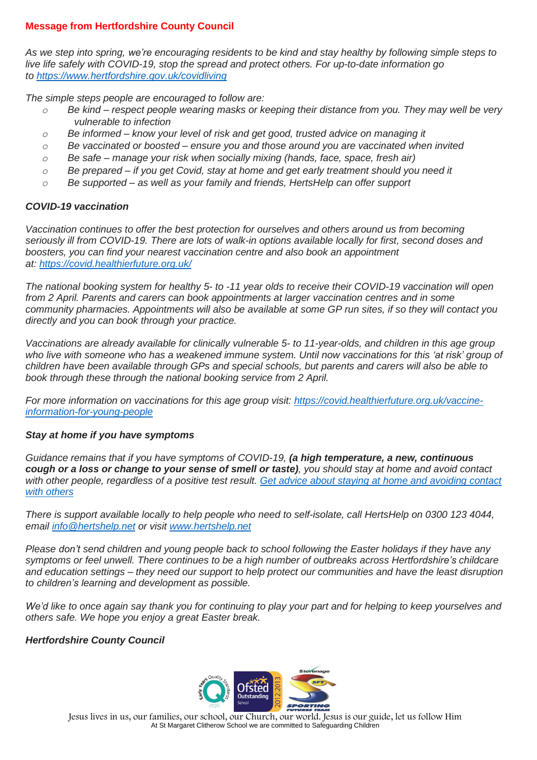## Message from Hertfordshire County Council

*As we step into spring, we're encouraging residents to be kind and stay healthy by following simple steps to live life safely with COVID-19, stop the spread and protect others. For up-to-date information go to [https://www.hertfordshire.gov.uk/covidliving](https://www.hertfordshire.gov.uk/covidliving)*

*The simple steps people are encouraged to follow are:*

- *Be kind – respect people wearing masks or keeping their distance from you. They may well be very vulnerable to infection*
- *Be informed – know your level of risk and get good, trusted advice on managing it*
- *Be vaccinated or boosted – ensure you and those around you are vaccinated when invited*
- *Be safe – manage your risk when socially mixing (hands, face, space, fresh air)*
- *Be prepared – if you get Covid, stay at home and get early treatment should you need it*
- *Be supported – as well as your family and friends, HertsHelp can offer support*

### *COVID-19 vaccination*

*Vaccination continues to offer the best protection for ourselves and others around us from becoming seriously ill from COVID-19. There are lots of walk-in options available locally for first, second doses and boosters, you can find your nearest vaccination centre and also book an appointment at: [https://covid.healthierfuture.org.uk/](https://covid.healthierfuture.org.uk/)*

*The national booking system for healthy 5- to -11 year olds to receive their COVID-19 vaccination will open from 2 April. Parents and carers can book appointments at larger vaccination centres and in some community pharmacies. Appointments will also be available at some GP run sites, if so they will contact you directly and you can book through your practice.*

*Vaccinations are already available for clinically vulnerable 5- to 11-year-olds, and children in this age group who live with someone who has a weakened immune system. Until now vaccinations for this 'at risk' group of children have been available through GPs and special schools, but parents and carers will also be able to book through these through the national booking service from 2 April.*

*For more information on vaccinations for this age group visit: [https://covid.healthierfuture.org.uk/vaccine-information-for-young-people](https://covid.healthierfuture.org.uk/vaccine-information-for-young-people)*

### *Stay at home if you have symptoms*

*Guidance remains that if you have symptoms of COVID-19, **(a high temperature, a new, continuous cough or a loss or change to your sense of smell or taste)**, you should stay at home and avoid contact with other people, regardless of a positive test result. Get advice about staying at home and avoiding contact with others*

*There is support available locally to help people who need to self-isolate, call HertsHelp on 0300 123 4044, email [info@hertshelp.net](mailto:info@hertshelp.net) or visit [www.hertshelp.net](http://www.hertshelp.net)*

*Please don't send children and young people back to school following the Easter holidays if they have any symptoms or feel unwell. There continues to be a high number of outbreaks across Hertfordshire's childcare and education settings – they need our support to help protect our communities and have the least disruption to children's learning and development as possible.*

*We'd like to once again say thank you for continuing to play your part and for helping to keep yourselves and others safe. We hope you enjoy a great Easter break.*

***Hertfordshire County Council***

Jesus lives in us, our families, our school, our Church, our world. Jesus is our guide, let us follow Him

At St Margaret Clitherow School we are committed to Safeguarding Children